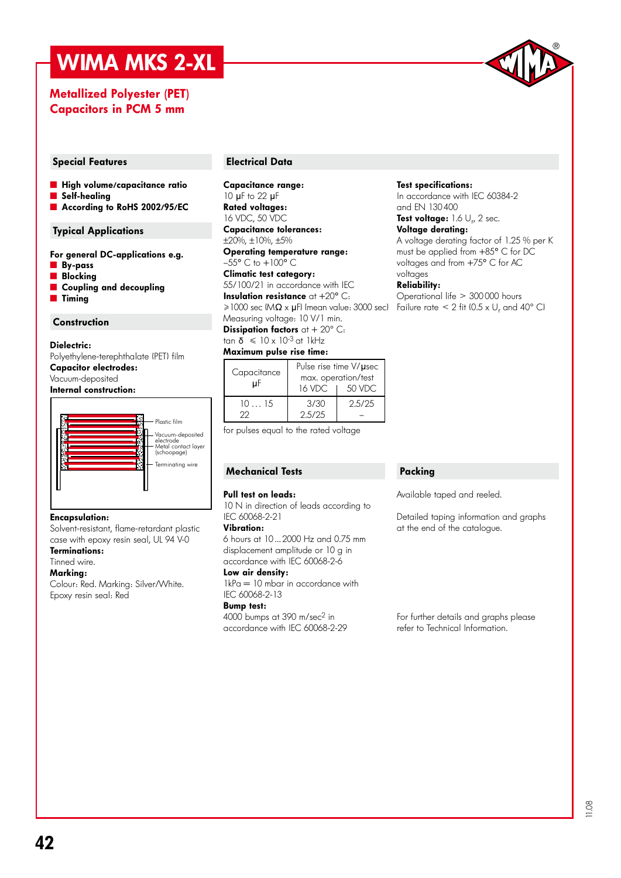# WIMA MKS 2-XL

## Metallized Polyester (PET) Capacitors in PCM 5 mm

### Special Features

- **High volume/capacitance ratio**
- **Self-healing**
- **According to RoHS 2002/95/EC**

### Typical Applications

**For general DC-applications e.g.**

- **By-pass**
- **Blocking**
- **Coupling and decoupling**
- **Timing**

### Construction

**Dielectric:**
Polyethylene-terephthalate (PET) film

**Capacitor electrodes:**
Vacuum-deposited

**Internal construction:**

Plastic film
Vacuum-deposited electrode
Metal contact layer (schoopage)
Terminating wire

**Encapsulation:**
Solvent-resistant, flame-retardant plastic case with epoxy resin seal, UL 94 V-0

**Terminations:**
Tinned wire.

**Marking:**
Colour: Red. Marking: Silver/White.
Epoxy resin seal: Red

### Electrical Data

**Capacitance range:**
10 µF to 22 µF

**Rated voltages:**
16 VDC, 50 VDC

**Capacitance tolerances:**
±20%, ±10%, ±5%

**Operating temperature range:**
–55° C to +100° C

**Climatic test category:**
55/100/21 in accordance with IEC

**Insulation resistance** at +20° C:
≥1000 sec (MΩ x µF) (mean value: 3000 sec)
Measuring voltage: 10 V/1 min.

**Dissipation factors** at + 20° C:
tan δ ≤ 10 x $10^{-3}$ at 1kHz

**Maximum pulse rise time:**

| Capacitance µF | Pulse rise time V/µsec max. operation/test 16 VDC | 50 VDC |
|---|---|---|
| 10 … 15 | 3/30 | 2.5/25 |
| 22 | 2.5/25 | – |

for pulses equal to the rated voltage

**Test specifications:**
In accordance with IEC 60384-2 and EN 130400

**Test voltage:** 1.6 $U_r$, 2 sec.

**Voltage derating:**
A voltage derating factor of 1.25 % per K must be applied from +85° C for DC voltages and from +75° C for AC voltages

**Reliability:**
Operational life > 300000 hours
Failure rate < 2 fit (0.5 x $U_r$ and 40° C)

### Mechanical Tests

**Pull test on leads:**
10 N in direction of leads according to IEC 60068-2-21

**Vibration:**
6 hours at 10…2000 Hz and 0.75 mm displacement amplitude or 10 g in accordance with IEC 60068-2-6

**Low air density:**
1kPa = 10 mbar in accordance with IEC 60068-2-13

**Bump test:**
4000 bumps at 390 m/sec$^2$ in accordance with IEC 60068-2-29

### Packing

Available taped and reeled.

Detailed taping information and graphs at the end of the catalogue.

For further details and graphs please refer to Technical Information.

11.08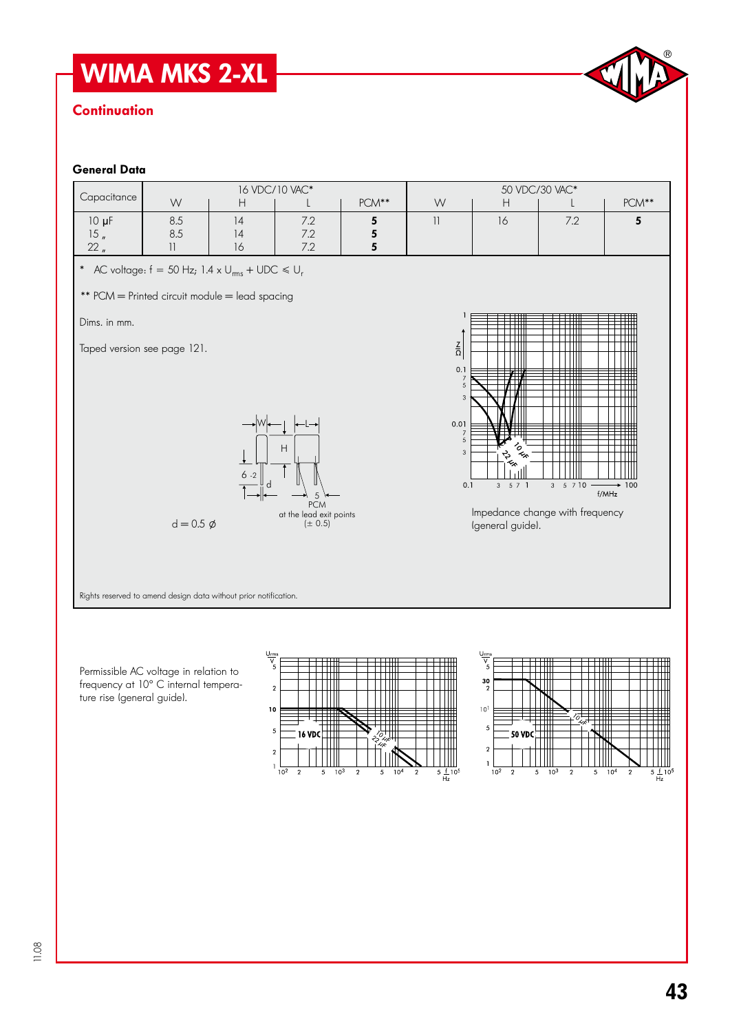# WIMA MKS 2-XL

## Continuation

### General Data

| Capacitance | 16 VDC/10 VAC* | | | | 50 VDC/30 VAC* | | | |
|---|---|---|---|---|---|---|---|---|
| | W | H | L | PCM** | W | H | L | PCM** |
| 10 µF | 8.5 | 14 | 7.2 | **5** | 11 | 16 | 7.2 | **5** |
| 15 „ | 8.5 | 14 | 7.2 | **5** | | | | |
| 22 „ | 11 | 16 | 7.2 | **5** | | | | |

\* AC voltage: f = 50 Hz; 1.4 x $U_{rms}$ + UDC ⩽ $U_r$

\*\* PCM = Printed circuit module = lead spacing

Dims. in mm.

Taped version see page 121.

d = 0.5 ∅

PCM at the lead exit points (± 0.5)

Impedance change with frequency (general guide).

Rights reserved to amend design data without prior notification.

Permissible AC voltage in relation to frequency at 10° C internal temperature rise (general guide).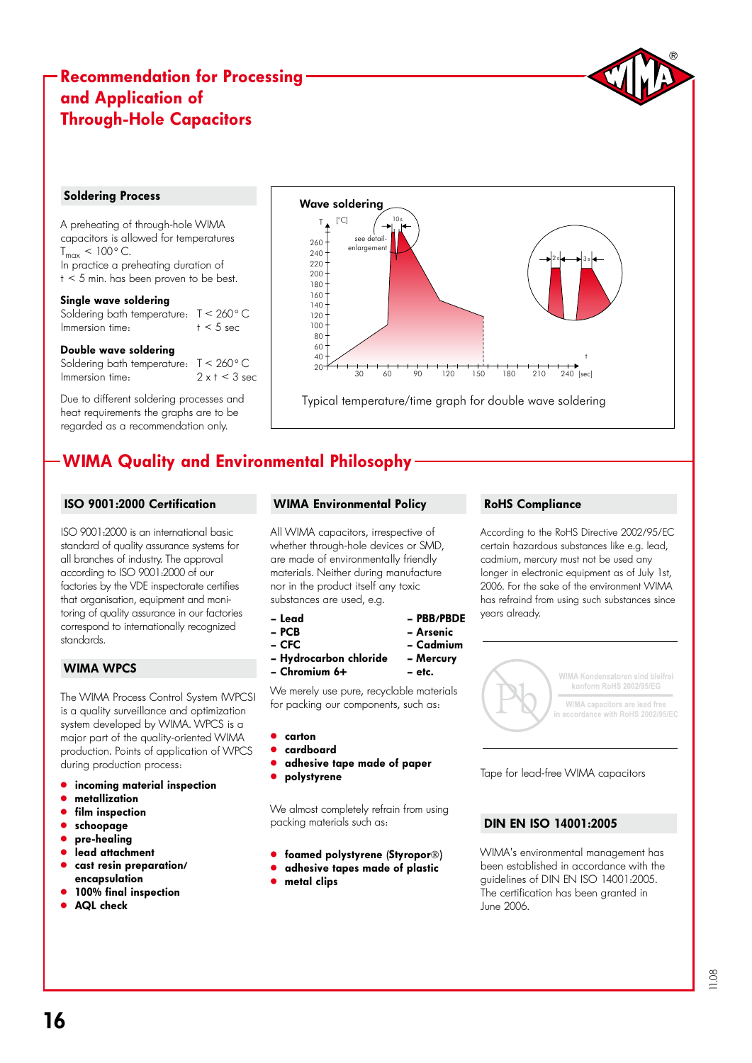# Recommendation for Processing and Application of Through-Hole Capacitors

## Soldering Process

A preheating of through-hole WIMA capacitors is allowed for temperatures $T_{max}$ < 100° C.
In practice a preheating duration of t < 5 min. has been proven to be best.

**Single wave soldering**
Soldering bath temperature: T < 260° C
Immersion time: t < 5 sec

**Double wave soldering**
Soldering bath temperature: T < 260° C
Immersion time: 2 x t < 3 sec

Due to different soldering processes and heat requirements the graphs are to be regarded as a recommendation only.

**Wave soldering**

Typical temperature/time graph for double wave soldering

# WIMA Quality and Environmental Philosophy

## ISO 9001:2000 Certification

ISO 9001:2000 is an international basic standard of quality assurance systems for all branches of industry. The approval according to ISO 9001:2000 of our factories by the VDE inspectorate certifies that organisation, equipment and monitoring of quality assurance in our factories correspond to internationally recognized standards.

## WIMA WPCS

The WIMA Process Control System (WPCS) is a quality surveillance and optimization system developed by WIMA. WPCS is a major part of the quality-oriented WIMA production. Points of application of WPCS during production process:

- **incoming material inspection**
- **metallization**
- **film inspection**
- **schoopage**
- **pre-healing**
- **lead attachment**
- **cast resin preparation/ encapsulation**
- **100% final inspection**
- **AQL check**

## WIMA Environmental Policy

All WIMA capacitors, irrespective of whether through-hole devices or SMD, are made of environmentally friendly materials. Neither during manufacture nor in the product itself any toxic substances are used, e.g.

- **Lead**
- **PCB**
- **CFC**
- **Hydrocarbon chloride**
- **Chromium 6+**
- **PBB/PBDE**
- **Arsenic**
- **Cadmium**
- **Mercury**
- **etc.**

We merely use pure, recyclable materials for packing our components, such as:

- **carton**
- **cardboard**
- **adhesive tape made of paper**
- **polystyrene**

We almost completely refrain from using packing materials such as:

- **foamed polystyrene (Styropor®)**
- **adhesive tapes made of plastic**
- **metal clips**

## RoHS Compliance

According to the RoHS Directive 2002/95/EC certain hazardous substances like e.g. lead, cadmium, mercury must not be used any longer in electronic equipment as of July 1st, 2006. For the sake of the environment WIMA has refrained from using such substances since years already.

WIMA Kondensatoren sind bleifrei konform RoHS 2002/95/EG
WIMA capacitors are lead free in accordance with RoHS 2002/95/EC

Tape for lead-free WIMA capacitors

## DIN EN ISO 14001:2005

WIMA's environmental management has been established in accordance with the guidelines of DIN EN ISO 14001:2005. The certification has been granted in June 2006.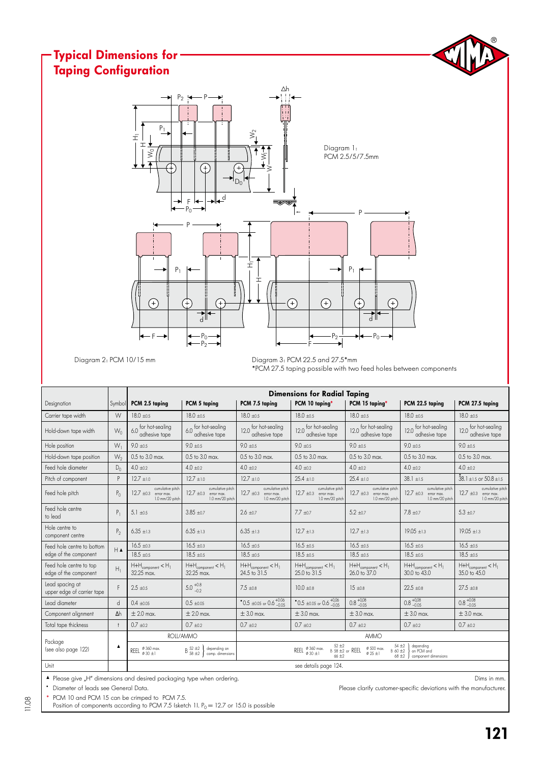# Typical Dimensions for Taping Configuration

Diagram 1: PCM 2.5/5/7.5mm

Diagram 2: PCM 10/15 mm

Diagram 3: PCM 22.5 and 27.5*mm
*PCM 27.5 taping possible with two feed holes between components

| Designation | Symbol | Dimensions for Radial Taping | | | | | | |
|---|---|---|---|---|---|---|---|---|
| | | PCM 2.5 taping | PCM 5 taping | PCM 7.5 taping | PCM 10 taping* | PCM 15 taping* | PCM 22.5 taping | PCM 27.5 taping |
| Carrier tape width | W | 18.0 ±0.5 | 18.0 ±0.5 | 18.0 ±0.5 | 18.0 ±0.5 | 18.0 ±0.5 | 18.0 ±0.5 | 18.0 ±0.5 |
| Hold-down tape width | $W_0$ | 6.0 for hot-sealing adhesive tape | 6.0 for hot-sealing adhesive tape | 12.0 for hot-sealing adhesive tape | 12.0 for hot-sealing adhesive tape | 12.0 for hot-sealing adhesive tape | 12.0 for hot-sealing adhesive tape | 12.0 for hot-sealing adhesive tape |
| Hole position | $W_1$ | 9.0 ±0.5 | 9.0 ±0.5 | 9.0 ±0.5 | 9.0 ±0.5 | 9.0 ±0.5 | 9.0 ±0.5 | 9.0 ±0.5 |
| Hold-down tape position | $W_2$ | 0.5 to 3.0 max. | 0.5 to 3.0 max. | 0.5 to 3.0 max. | 0.5 to 3.0 max. | 0.5 to 3.0 max. | 0.5 to 3.0 max. | 0.5 to 3.0 max. |
| Feed hole diameter | $D_0$ | 4.0 ±0.2 | 4.0 ±0.2 | 4.0 ±0.2 | 4.0 ±0.2 | 4.0 ±0.2 | 4.0 ±0.2 | 4.0 ±0.2 |
| Pitch of component | P | 12.7 ±1.0 | 12.7 ±1.0 | 12.7 ±1.0 | 25.4 ±1.0 | 25.4 ±1.0 | 38.1 ±1.5 | *38.1 ±1.5 or 50.8 ±1.5 |
| Feed hole pitch | $P_0$ | 12.7 ±0.3 cumulative pitch error max. 1.0 mm/20 pitch | 12.7 ±0.3 cumulative pitch error max. 1.0 mm/20 pitch | 12.7 ±0.3 cumulative pitch error max. 1.0 mm/20 pitch | 12.7 ±0.3 cumulative pitch error max. 1.0 mm/20 pitch | 12.7 ±0.3 cumulative pitch error max. 1.0 mm/20 pitch | 12.7 ±0.3 cumulative pitch error max. 1.0 mm/20 pitch | 12.7 ±0.3 cumulative pitch error max. 1.0 mm/20 pitch |
| Feed hole centre to lead | $P_1$ | 5.1 ±0.5 | 3.85 ±0.7 | 2.6 ±0.7 | 7.7 ±0.7 | 5.2 ±0.7 | 7.8 ±0.7 | 5.3 ±0.7 |
| Hole centre to component centre | $P_2$ | 6.35 ±1.3 | 6.35 ±1.3 | 6.35 ±1.3 | 12.7 ±1.3 | 12.7 ±1.3 | 19.05 ±1.3 | 19.05 ±1.3 |
| Feed hole centre to bottom edge of the component | H ▲ | 16.5 ±0.3<br>18.5 ±0.5 | 16.5 ±0.3<br>18.5 ±0.5 | 16.5 ±0.5<br>18.5 ±0.5 | 16.5 ±0.5<br>18.5 ±0.5 | 16.5 ±0.5<br>18.5 ±0.5 | 16.5 ±0.5<br>18.5 ±0.5 | 16.5 ±0.5<br>18.5 ±0.5 |
| Feed hole centre to top edge of the component | $H_1$ | $H+H_{component} < H_1$ 32.25 max. | $H+H_{component} < H_1$ 32.25 max. | $H+H_{component} < H_1$ 24.5 to 31.5 | $H+H_{component} < H_1$ 25.0 to 31.5 | $H+H_{component} < H_1$ 26.0 to 37.0 | $H+H_{component} < H_1$ 30.0 to 43.0 | $H+H_{component} < H_1$ 35.0 to 45.0 |
| Lead spacing at upper edge of carrier tape | F | 2.5 ±0.5 | $5.0^{+0.8}_{-0.2}$ | 7.5 ±0.8 | 10.0 ±0.8 | 15 ±0.8 | 22.5 ±0.8 | 27.5 ±0.8 |
| Lead diameter | d | 0.4 ±0.05 | 0.5 ±0.05 | •0.5 ±0.05 or $0.6^{+0.06}_{-0.05}$ | •0.5 ±0.05 or $0.6^{+0.06}_{-0.05}$ | $0.8^{+0.08}_{-0.05}$ | $0.8^{+0.08}_{-0.05}$ | $0.8^{+0.08}_{-0.05}$ |
| Component alignment | Δh | ± 2.0 max. | ± 2.0 max. | ± 3.0 max. | ± 3.0 max. | ± 3.0 max. | ± 3.0 max. | ± 3.0 max. |
| Total tape thickness | t | 0.7 ±0.2 | 0.7 ±0.2 | 0.7 ±0.2 | 0.7 ±0.2 | 0.7 ±0.2 | 0.7 ±0.2 | 0.7 ±0.2 |
| Package (see also page 122) | ▲ | ROLL/AMMO: REEL ø 360 max. ø 30 ±1 | B 52 ±2 58 ±2 depending on comp. dimensions | AMMO: REEL ø 360 max. ø 30 ±1 | B 52 ±2 58 ±2 or 66 ±2 | REEL ø 500 max. ø 25 ±1 | B 54 ±2 60 ±2 68 ±2 depending on PCM and component dimensions | |
| Unit | | see details page 124. | | | | | | |

▲ Please give „H" dimensions and desired packaging type when ordering.

• Diameter of leads see General Data.

\* PCM 10 and PCM 15 can be crimped to PCM 7.5.
Position of components according to PCM 7.5 (sketch 1). $P_0$ = 12.7 or 15.0 is possible

Dims in mm.

Please clarify customer-specific deviations with the manufacturer.

11.08